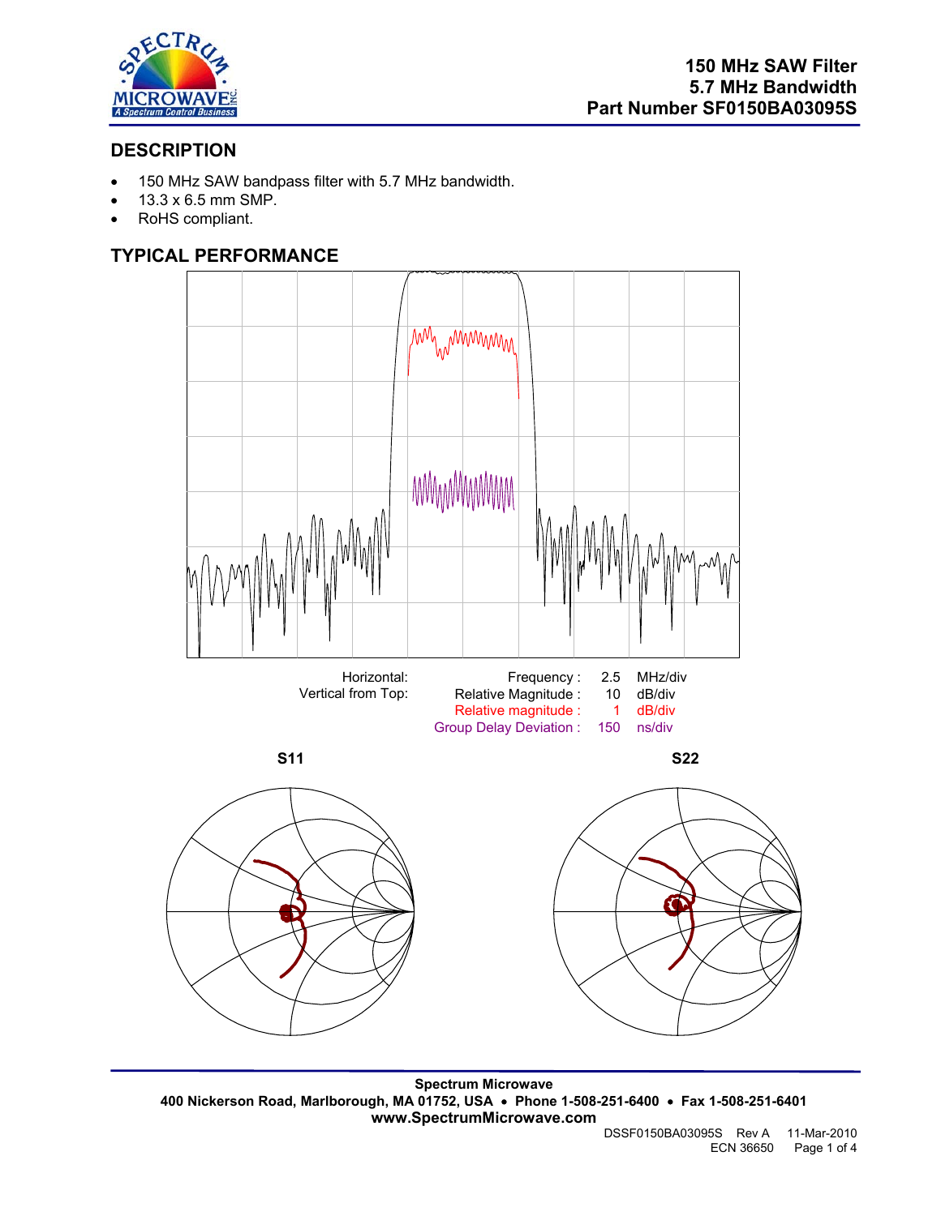# 150 MHz SAW Filter
# 5.7 MHz Bandwidth
# Part Number SF0150BA03095S

## DESCRIPTION

- 150 MHz SAW bandpass filter with 5.7 MHz bandwidth.
- 13.3 x 6.5 mm SMP.
- RoHS compliant.

## TYPICAL PERFORMANCE

| | | | |
|---|---|---|---|
| Horizontal: | Frequency : | 2.5 | MHz/div |
| Vertical from Top: | Relative Magnitude : | 10 | dB/div |
| | Relative magnitude : | 1 | dB/div |
| | Group Delay Deviation : | 150 | ns/div |

**S11** **S22**

Spectrum Microwave
400 Nickerson Road, Marlborough, MA 01752, USA • Phone 1-508-251-6400 • Fax 1-508-251-6401
www.SpectrumMicrowave.com

DSSF0150BA03095S Rev A 11-Mar-2010
ECN 36650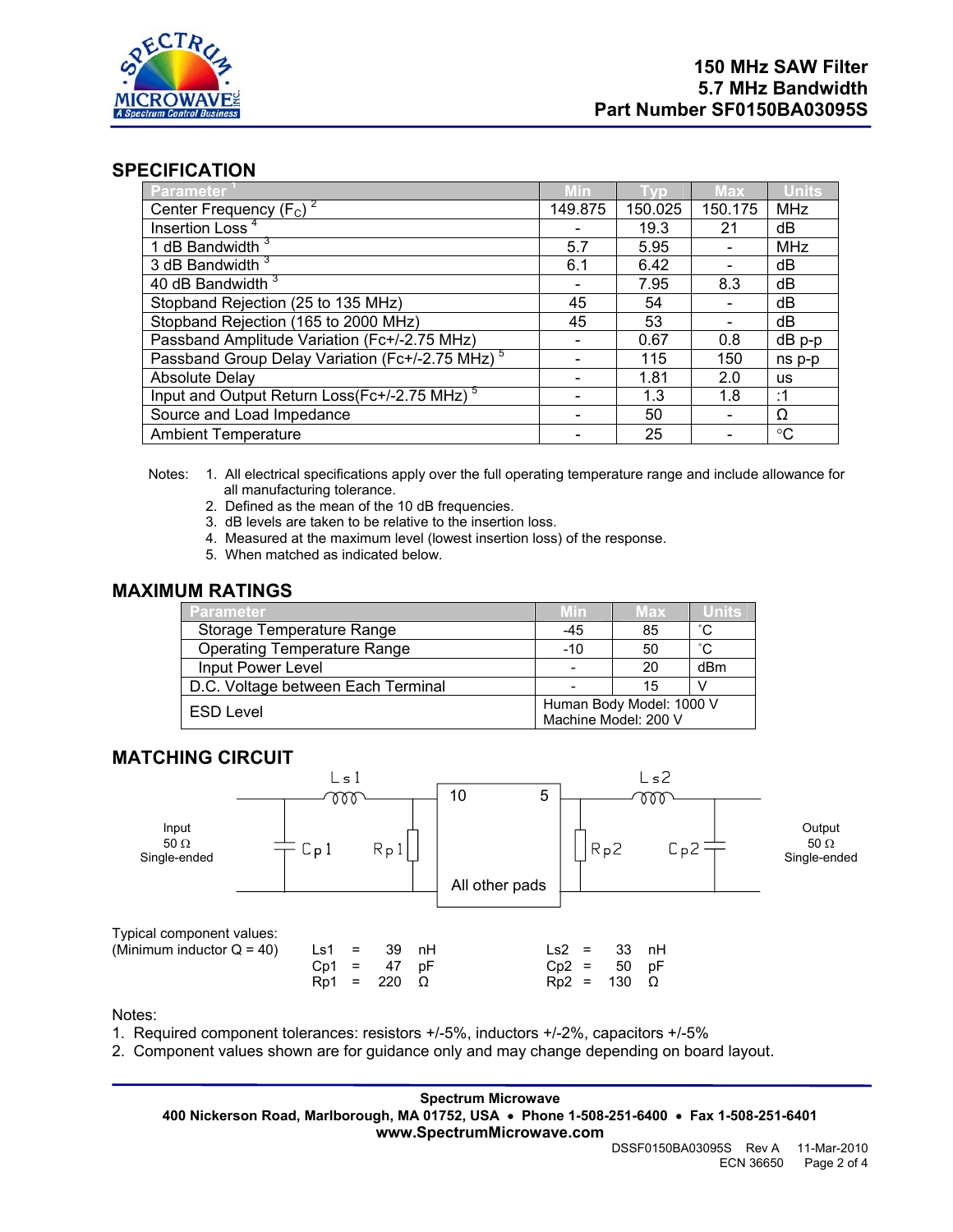**150 MHz SAW Filter**
**5.7 MHz Bandwidth**
**Part Number SF0150BA03095S**

## SPECIFICATION

| Parameter [1] | Min | Typ | Max | Units |
|---|---|---|---|---|
| Center Frequency ($F_C$) [2] | 149.875 | 150.025 | 150.175 | MHz |
| Insertion Loss [4] | - | 19.3 | 21 | dB |
| 1 dB Bandwidth [3] | 5.7 | 5.95 | - | MHz |
| 3 dB Bandwidth [3] | 6.1 | 6.42 | - | dB |
| 40 dB Bandwidth [3] | - | 7.95 | 8.3 | dB |
| Stopband Rejection (25 to 135 MHz) | 45 | 54 | - | dB |
| Stopband Rejection (165 to 2000 MHz) | 45 | 53 | - | dB |
| Passband Amplitude Variation (Fc+/-2.75 MHz) | - | 0.67 | 0.8 | dB p-p |
| Passband Group Delay Variation (Fc+/-2.75 MHz) [5] | - | 115 | 150 | ns p-p |
| Absolute Delay | - | 1.81 | 2.0 | us |
| Input and Output Return Loss(Fc+/-2.75 MHz) [5] | - | 1.3 | 1.8 | :1 |
| Source and Load Impedance | - | 50 | - | Ω |
| Ambient Temperature | - | 25 | - | °C |

Notes:
1. All electrical specifications apply over the full operating temperature range and include allowance for all manufacturing tolerance.
2. Defined as the mean of the 10 dB frequencies.
3. dB levels are taken to be relative to the insertion loss.
4. Measured at the maximum level (lowest insertion loss) of the response.
5. When matched as indicated below.

## MAXIMUM RATINGS

| Parameter | Min | Max | Units |
|---|---|---|---|
| Storage Temperature Range | -45 | 85 | °C |
| Operating Temperature Range | -10 | 50 | °C |
| Input Power Level | - | 20 | dBm |
| D.C. Voltage between Each Terminal | - | 15 | V |
| ESD Level | Human Body Model: 1000 V<br>Machine Model: 200 V | | |

## MATCHING CIRCUIT

Input 50 Ω Single-ended — Ls1, Cp1, Rp1 — pad 10 / pad 5, All other pads — Rp2, Ls2, Cp2 — Output 50 Ω Single-ended

Typical component values:
(Minimum inductor Q = 40)

| | | |
|---|---|---|
| Ls1 = 39 nH | | Ls2 = 33 nH |
| Cp1 = 47 pF | | Cp2 = 50 pF |
| Rp1 = 220 Ω | | Rp2 = 130 Ω |

Notes:
1. Required component tolerances: resistors +/-5%, inductors +/-2%, capacitors +/-5%
2. Component values shown are for guidance only and may change depending on board layout.

**Spectrum Microwave**
**400 Nickerson Road, Marlborough, MA 01752, USA • Phone 1-508-251-6400 • Fax 1-508-251-6401**
**www.SpectrumMicrowave.com**

DSSF0150BA03095S Rev A 11-Mar-2010
ECN 36650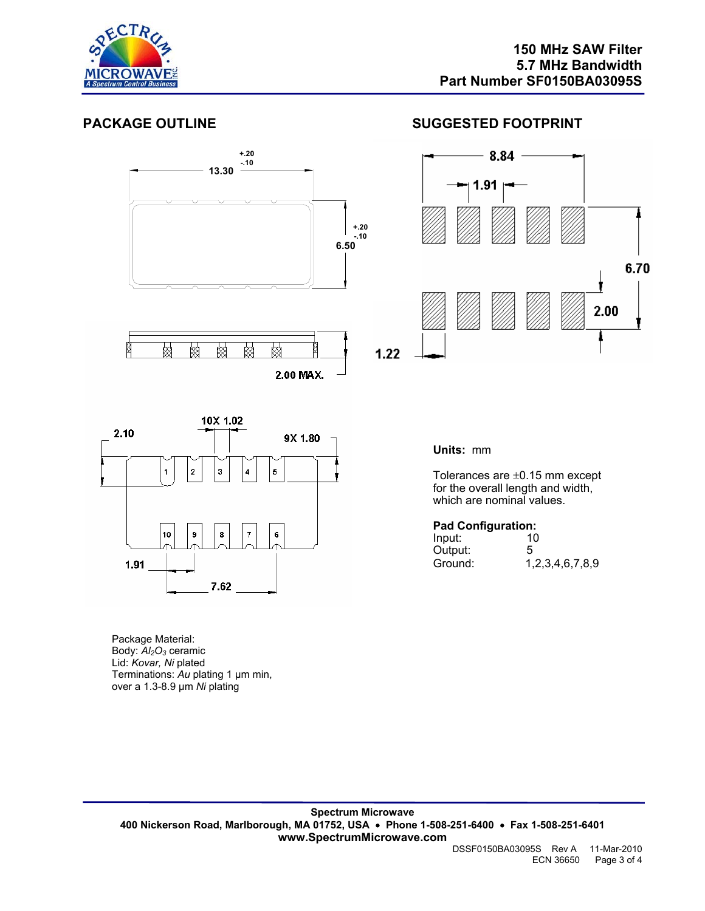**150 MHz SAW Filter**
**5.7 MHz Bandwidth**
**Part Number SF0150BA03095S**

## PACKAGE OUTLINE

## SUGGESTED FOOTPRINT

**Units:** mm

Tolerances are ±0.15 mm except for the overall length and width, which are nominal values.

**Pad Configuration:**

| | |
|---|---|
| Input: | 10 |
| Output: | 5 |
| Ground: | 1,2,3,4,6,7,8,9 |

Package Material:
Body: *$Al_2O_3$* ceramic
Lid: *Kovar, Ni* plated
Terminations: *Au* plating 1 µm min, over a 1.3-8.9 µm *Ni* plating

**Spectrum Microwave**
**400 Nickerson Road, Marlborough, MA 01752, USA • Phone 1-508-251-6400 • Fax 1-508-251-6401**
**www.SpectrumMicrowave.com**

DSSF0150BA03095S Rev A 11-Mar-2010
ECN 36650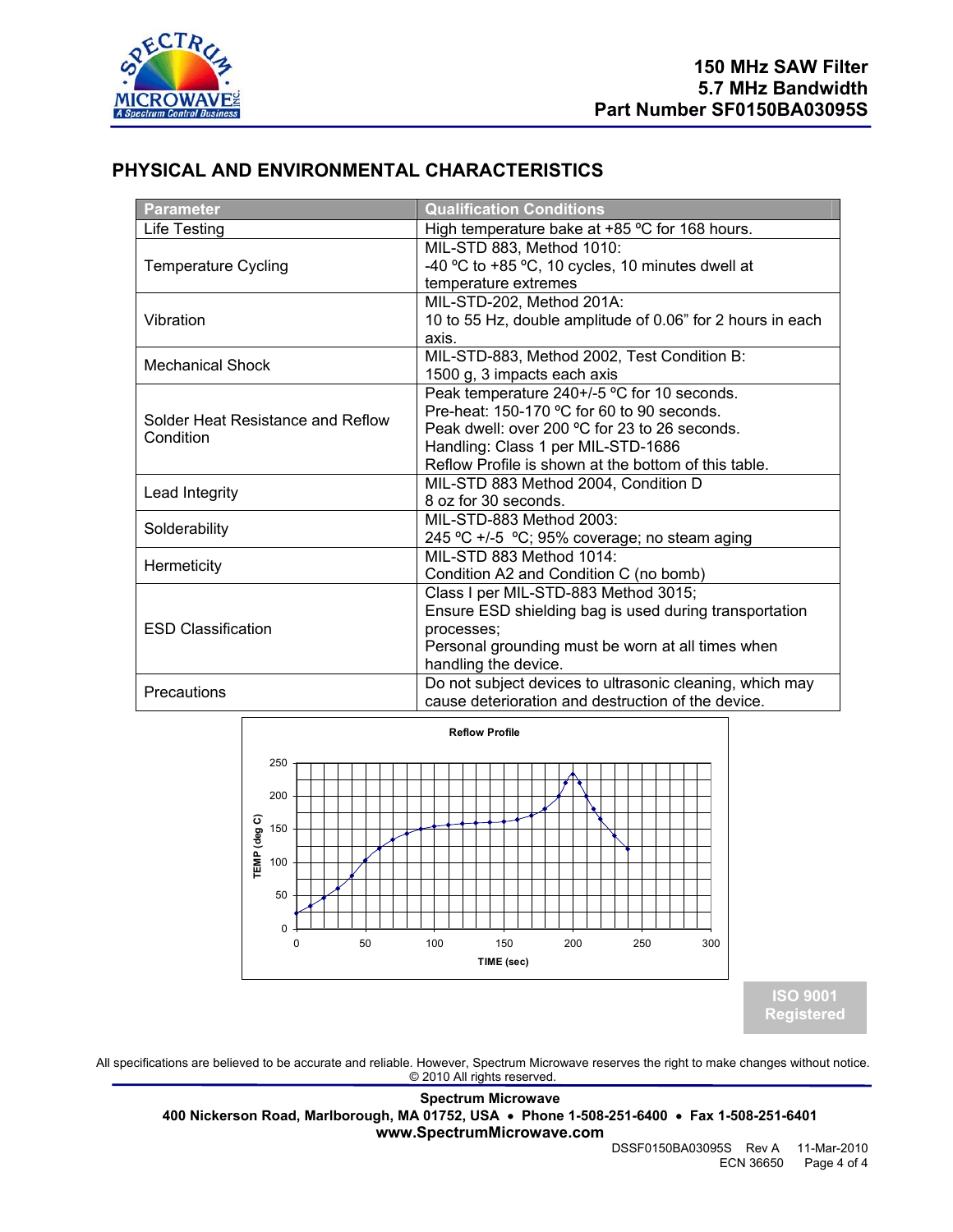# PHYSICAL AND ENVIRONMENTAL CHARACTERISTICS

| Parameter | Qualification Conditions |
|---|---|
| Life Testing | High temperature bake at +85 ºC for 168 hours. |
| Temperature Cycling | MIL-STD 883, Method 1010:<br>-40 ºC to +85 ºC, 10 cycles, 10 minutes dwell at temperature extremes |
| Vibration | MIL-STD-202, Method 201A:<br>10 to 55 Hz, double amplitude of 0.06" for 2 hours in each axis. |
| Mechanical Shock | MIL-STD-883, Method 2002, Test Condition B:<br>1500 g, 3 impacts each axis |
| Solder Heat Resistance and Reflow Condition | Peak temperature 240+/-5 ºC for 10 seconds.<br>Pre-heat: 150-170 ºC for 60 to 90 seconds.<br>Peak dwell: over 200 ºC for 23 to 26 seconds.<br>Handling: Class 1 per MIL-STD-1686<br>Reflow Profile is shown at the bottom of this table. |
| Lead Integrity | MIL-STD 883 Method 2004, Condition D<br>8 oz for 30 seconds. |
| Solderability | MIL-STD-883 Method 2003:<br>245 ºC +/-5 ºC; 95% coverage; no steam aging |
| Hermeticity | MIL-STD 883 Method 1014:<br>Condition A2 and Condition C (no bomb) |
| ESD Classification | Class I per MIL-STD-883 Method 3015;<br>Ensure ESD shielding bag is used during transportation processes;<br>Personal grounding must be worn at all times when handling the device. |
| Precautions | Do not subject devices to ultrasonic cleaning, which may cause deterioration and destruction of the device. |

Reflow Profile

TEMP (deg C)

0
50
100
150
200
250

TIME (sec)

0
50
100
150
200
250
300

ISO 9001 Registered

All specifications are believed to be accurate and reliable. However, Spectrum Microwave reserves the right to make changes without notice.
© 2010 All rights reserved.

**Spectrum Microwave**
**400 Nickerson Road, Marlborough, MA 01752, USA • Phone 1-508-251-6400 • Fax 1-508-251-6401**
**www.SpectrumMicrowave.com**

DSSF0150BA03095S Rev A 11-Mar-2010
ECN 36650